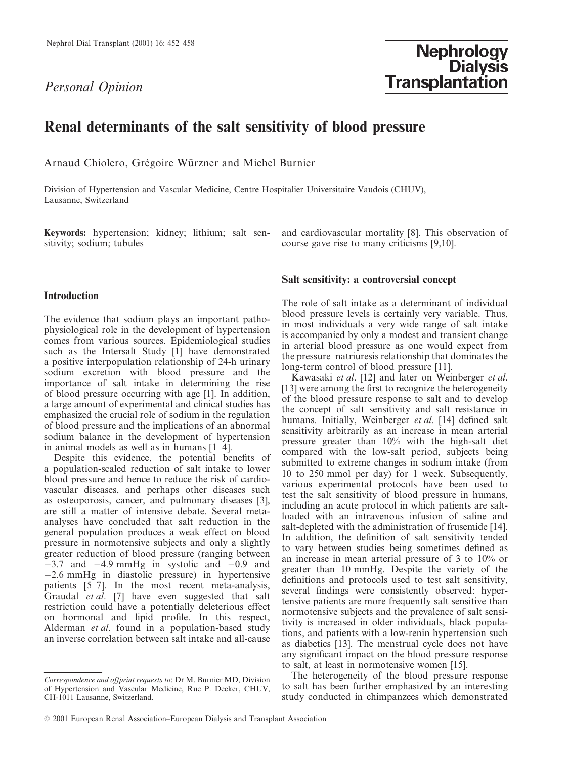*Personal Opinion*

# Renal determinants of the salt sensitivity of blood pressure

Arnaud Chiolero, Grégoire Würzner and Michel Burnier

Division of Hypertension and Vascular Medicine, Centre Hospitalier Universitaire Vaudois (CHUV), Lausanne, Switzerland

**Keywords:** hypertension; kidney; lithium; salt sensitivity; sodium; tubules

## Introduction

The evidence that sodium plays an important pathophysiological role in the development of hypertension comes from various sources. Epidemiological studies such as the Intersalt Study [1] have demonstrated a positive interpopulation relationship of 24-h urinary sodium excretion with blood pressure and the importance of salt intake in determining the rise of blood pressure occurring with age [1]. In addition, a large amount of experimental and clinical studies has emphasized the crucial role of sodium in the regulation of blood pressure and the implications of an abnormal sodium balance in the development of hypertension in animal models as well as in humans [1–4].

Despite this evidence, the potential benefits of a population-scaled reduction of salt intake to lower blood pressure and hence to reduce the risk of cardiovascular diseases, and perhaps other diseases such as osteoporosis, cancer, and pulmonary diseases [3], are still a matter of intensive debate. Several meta-analyses have concluded that salt reduction in the general population produces a weak effect on blood pressure in normotensive subjects and only a slightly greater reduction of blood pressure (ranging between −3.7 and −4.9 mmHg in systolic and −0.9 and −2.6 mmHg in diastolic pressure) in hypertensive patients [5–7]. In the most recent meta-analysis, Graudal *et al*. [7] have even suggested that salt restriction could have a potentially deleterious effect on hormonal and lipid profile. In this respect, Alderman *et al*. found in a population-based study an inverse correlation between salt intake and all-cause and cardiovascular mortality [8]. This observation of course gave rise to many criticisms [9,10].

## Salt sensitivity: a controversial concept

The role of salt intake as a determinant of individual blood pressure levels is certainly very variable. Thus, in most individuals a very wide range of salt intake is accompanied by only a modest and transient change in arterial blood pressure as one would expect from the pressure–natriuresis relationship that dominates the long-term control of blood pressure [11].

Kawasaki *et al*. [12] and later on Weinberger *et al*. [13] were among the first to recognize the heterogeneity of the blood pressure response to salt and to develop the concept of salt sensitivity and salt resistance in humans. Initially, Weinberger *et al*. [14] defined salt sensitivity arbitrarily as an increase in mean arterial pressure greater than 10% with the high-salt diet compared with the low-salt period, subjects being submitted to extreme changes in sodium intake (from 10 to 250 mmol per day) for 1 week. Subsequently, various experimental protocols have been used to test the salt sensitivity of blood pressure in humans, including an acute protocol in which patients are salt-loaded with an intravenous infusion of saline and salt-depleted with the administration of frusemide [14]. In addition, the definition of salt sensitivity tended to vary between studies being sometimes defined as an increase in mean arterial pressure of 3 to 10% or greater than 10 mmHg. Despite the variety of the definitions and protocols used to test salt sensitivity, several findings were consistently observed: hypertensive patients are more frequently salt sensitive than normotensive subjects and the prevalence of salt sensitivity is increased in older individuals, black populations, and patients with a low-renin hypertension such as diabetics [13]. The menstrual cycle does not have any significant impact on the blood pressure response to salt, at least in normotensive women [15].

The heterogeneity of the blood pressure response to salt has been further emphasized by an interesting study conducted in chimpanzees which demonstrated

*Correspondence and offprint requests to*: Dr M. Burnier MD, Division of Hypertension and Vascular Medicine, Rue P. Decker, CHUV, CH-1011 Lausanne, Switzerland.

© 2001 European Renal Association–European Dialysis and Transplant Association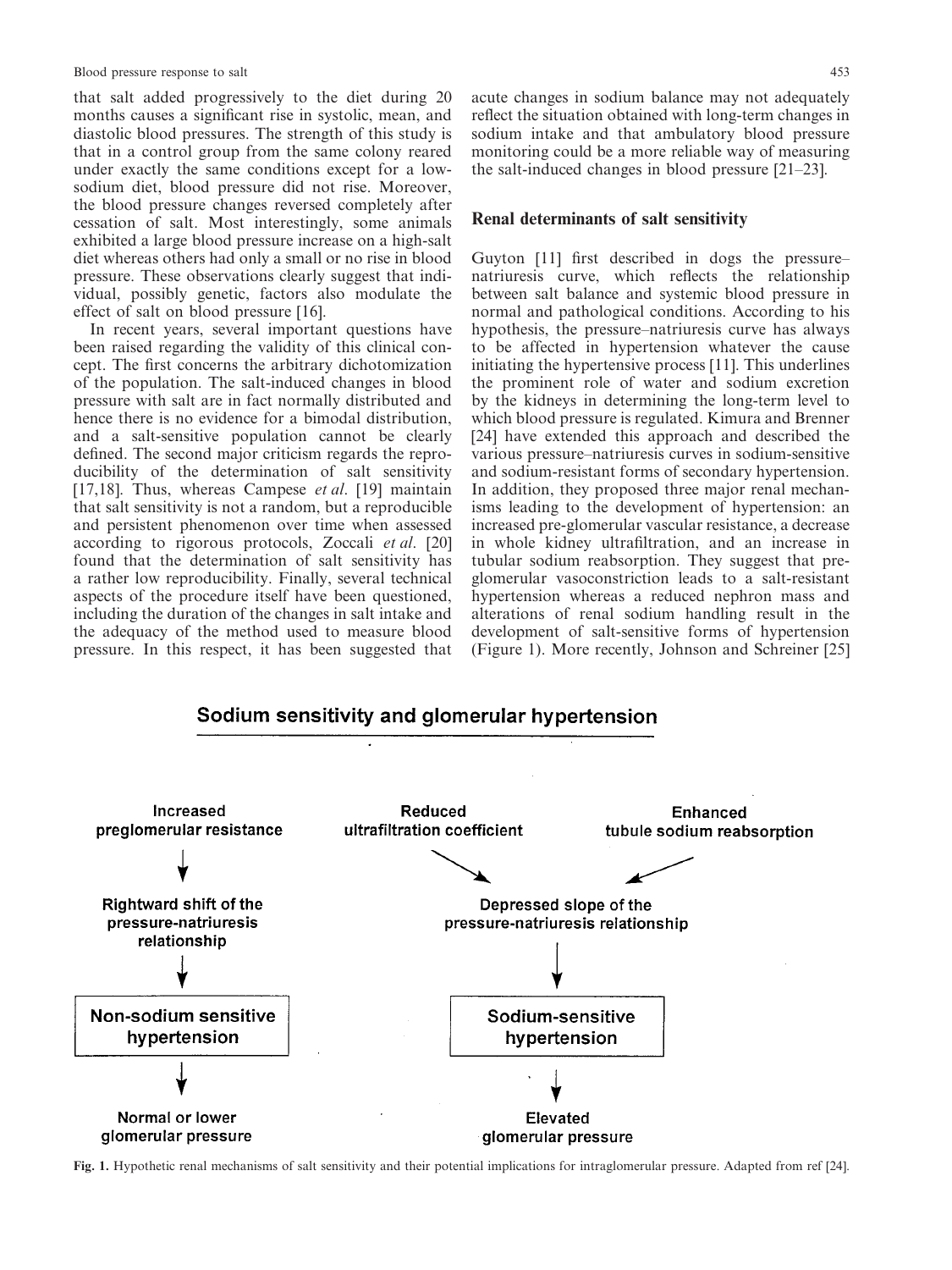that salt added progressively to the diet during 20 months causes a significant rise in systolic, mean, and diastolic blood pressures. The strength of this study is that in a control group from the same colony reared under exactly the same conditions except for a low-sodium diet, blood pressure did not rise. Moreover, the blood pressure changes reversed completely after cessation of salt. Most interestingly, some animals exhibited a large blood pressure increase on a high-salt diet whereas others had only a small or no rise in blood pressure. These observations clearly suggest that individual, possibly genetic, factors also modulate the effect of salt on blood pressure [16].

In recent years, several important questions have been raised regarding the validity of this clinical concept. The first concerns the arbitrary dichotomization of the population. The salt-induced changes in blood pressure with salt are in fact normally distributed and hence there is no evidence for a bimodal distribution, and a salt-sensitive population cannot be clearly defined. The second major criticism regards the reproducibility of the determination of salt sensitivity [17,18]. Thus, whereas Campese *et al.* [19] maintain that salt sensitivity is not a random, but a reproducible and persistent phenomenon over time when assessed according to rigorous protocols, Zoccali *et al.* [20] found that the determination of salt sensitivity has a rather low reproducibility. Finally, several technical aspects of the procedure itself have been questioned, including the duration of the changes in salt intake and the adequacy of the method used to measure blood pressure. In this respect, it has been suggested that acute changes in sodium balance may not adequately reflect the situation obtained with long-term changes in sodium intake and that ambulatory blood pressure monitoring could be a more reliable way of measuring the salt-induced changes in blood pressure [21–23].

## Renal determinants of salt sensitivity

Guyton [11] first described in dogs the pressure–natriuresis curve, which reflects the relationship between salt balance and systemic blood pressure in normal and pathological conditions. According to his hypothesis, the pressure–natriuresis curve has always to be affected in hypertension whatever the cause initiating the hypertensive process [11]. This underlines the prominent role of water and sodium excretion by the kidneys in determining the long-term level to which blood pressure is regulated. Kimura and Brenner [24] have extended this approach and described the various pressure–natriuresis curves in sodium-sensitive and sodium-resistant forms of secondary hypertension. In addition, they proposed three major renal mechanisms leading to the development of hypertension: an increased pre-glomerular vascular resistance, a decrease in whole kidney ultrafiltration, and an increase in tubular sodium reabsorption. They suggest that pre-glomerular vasoconstriction leads to a salt-resistant hypertension whereas a reduced nephron mass and alterations of renal sodium handling result in the development of salt-sensitive forms of hypertension (Figure 1). More recently, Johnson and Schreiner [25]

**Sodium sensitivity and glomerular hypertension**

- Increased preglomerular resistance → Rightward shift of the pressure-natriuresis relationship → **Non-sodium sensitive hypertension** → Normal or lower glomerular pressure
- Reduced ultrafiltration coefficient + Enhanced tubule sodium reabsorption → Depressed slope of the pressure-natriuresis relationship → **Sodium-sensitive hypertension** → Elevated glomerular pressure

**Fig. 1.** Hypothetic renal mechanisms of salt sensitivity and their potential implications for intraglomerular pressure. Adapted from ref [24].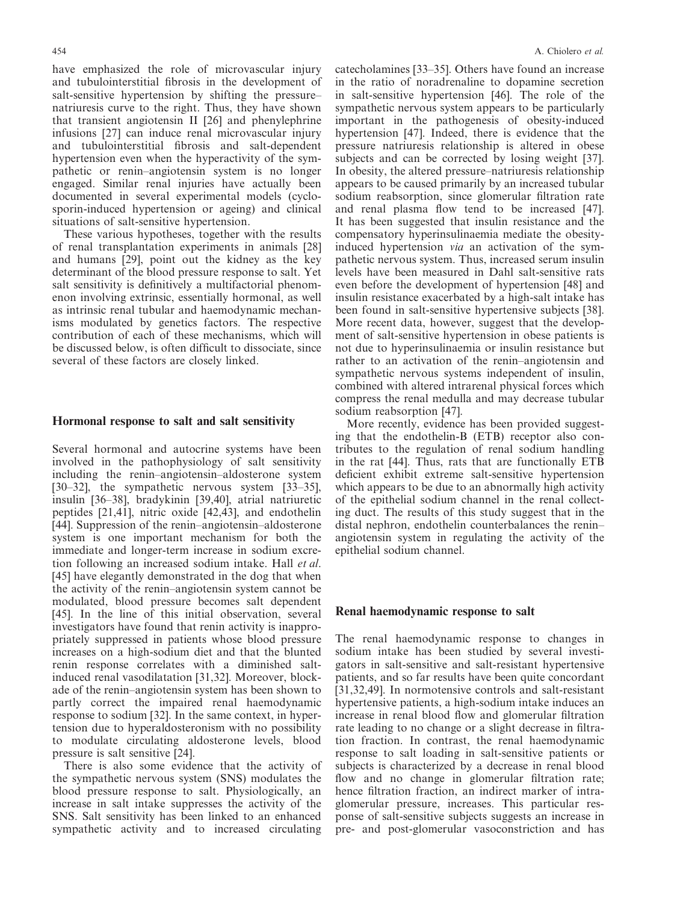have emphasized the role of microvascular injury and tubulointerstitial fibrosis in the development of salt-sensitive hypertension by shifting the pressure–natriuresis curve to the right. Thus, they have shown that transient angiotensin II [26] and phenylephrine infusions [27] can induce renal microvascular injury and tubulointerstitial fibrosis and salt-dependent hypertension even when the hyperactivity of the sympathetic or renin–angiotensin system is no longer engaged. Similar renal injuries have actually been documented in several experimental models (cyclosporin-induced hypertension or ageing) and clinical situations of salt-sensitive hypertension.

These various hypotheses, together with the results of renal transplantation experiments in animals [28] and humans [29], point out the kidney as the key determinant of the blood pressure response to salt. Yet salt sensitivity is definitively a multifactorial phenomenon involving extrinsic, essentially hormonal, as well as intrinsic renal tubular and haemodynamic mechanisms modulated by genetics factors. The respective contribution of each of these mechanisms, which will be discussed below, is often difficult to dissociate, since several of these factors are closely linked.

## Hormonal response to salt and salt sensitivity

Several hormonal and autocrine systems have been involved in the pathophysiology of salt sensitivity including the renin–angiotensin–aldosterone system [30–32], the sympathetic nervous system [33–35], insulin [36–38], bradykinin [39,40], atrial natriuretic peptides [21,41], nitric oxide [42,43], and endothelin [44]. Suppression of the renin–angiotensin–aldosterone system is one important mechanism for both the immediate and longer-term increase in sodium excretion following an increased sodium intake. Hall *et al*. [45] have elegantly demonstrated in the dog that when the activity of the renin–angiotensin system cannot be modulated, blood pressure becomes salt dependent [45]. In the line of this initial observation, several investigators have found that renin activity is inappropriately suppressed in patients whose blood pressure increases on a high-sodium diet and that the blunted renin response correlates with a diminished salt-induced renal vasodilatation [31,32]. Moreover, blockade of the renin–angiotensin system has been shown to partly correct the impaired renal haemodynamic response to sodium [32]. In the same context, in hypertension due to hyperaldosteronism with no possibility to modulate circulating aldosterone levels, blood pressure is salt sensitive [24].

There is also some evidence that the activity of the sympathetic nervous system (SNS) modulates the blood pressure response to salt. Physiologically, an increase in salt intake suppresses the activity of the SNS. Salt sensitivity has been linked to an enhanced sympathetic activity and to increased circulating catecholamines [33–35]. Others have found an increase in the ratio of noradrenaline to dopamine secretion in salt-sensitive hypertension [46]. The role of the sympathetic nervous system appears to be particularly important in the pathogenesis of obesity-induced hypertension [47]. Indeed, there is evidence that the pressure natriuresis relationship is altered in obese subjects and can be corrected by losing weight [37]. In obesity, the altered pressure–natriuresis relationship appears to be caused primarily by an increased tubular sodium reabsorption, since glomerular filtration rate and renal plasma flow tend to be increased [47]. It has been suggested that insulin resistance and the compensatory hyperinsulinaemia mediate the obesity-induced hypertension *via* an activation of the sympathetic nervous system. Thus, increased serum insulin levels have been measured in Dahl salt-sensitive rats even before the development of hypertension [48] and insulin resistance exacerbated by a high-salt intake has been found in salt-sensitive hypertensive subjects [38]. More recent data, however, suggest that the development of salt-sensitive hypertension in obese patients is not due to hyperinsulinaemia or insulin resistance but rather to an activation of the renin–angiotensin and sympathetic nervous systems independent of insulin, combined with altered intrarenal physical forces which compress the renal medulla and may decrease tubular sodium reabsorption [47].

More recently, evidence has been provided suggesting that the endothelin-B (ETB) receptor also contributes to the regulation of renal sodium handling in the rat [44]. Thus, rats that are functionally ETB deficient exhibit extreme salt-sensitive hypertension which appears to be due to an abnormally high activity of the epithelial sodium channel in the renal collecting duct. The results of this study suggest that in the distal nephron, endothelin counterbalances the renin–angiotensin system in regulating the activity of the epithelial sodium channel.

## Renal haemodynamic response to salt

The renal haemodynamic response to changes in sodium intake has been studied by several investigators in salt-sensitive and salt-resistant hypertensive patients, and so far results have been quite concordant [31,32,49]. In normotensive controls and salt-resistant hypertensive patients, a high-sodium intake induces an increase in renal blood flow and glomerular filtration rate leading to no change or a slight decrease in filtration fraction. In contrast, the renal haemodynamic response to salt loading in salt-sensitive patients or subjects is characterized by a decrease in renal blood flow and no change in glomerular filtration rate; hence filtration fraction, an indirect marker of intraglomerular pressure, increases. This particular response of salt-sensitive subjects suggests an increase in pre- and post-glomerular vasoconstriction and has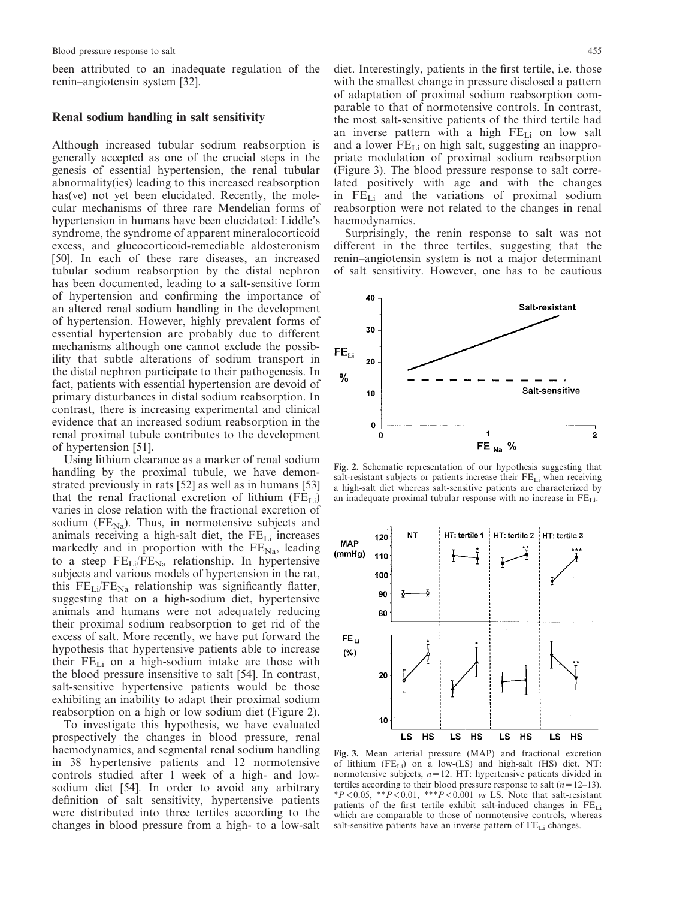been attributed to an inadequate regulation of the renin–angiotensin system [32].

## Renal sodium handling in salt sensitivity

Although increased tubular sodium reabsorption is generally accepted as one of the crucial steps in the genesis of essential hypertension, the renal tubular abnormality(ies) leading to this increased reabsorption has(ve) not yet been elucidated. Recently, the molecular mechanisms of three rare Mendelian forms of hypertension in humans have been elucidated: Liddle's syndrome, the syndrome of apparent mineralocorticoid excess, and glucocorticoid-remediable aldosteronism [50]. In each of these rare diseases, an increased tubular sodium reabsorption by the distal nephron has been documented, leading to a salt-sensitive form of hypertension and confirming the importance of an altered renal sodium handling in the development of hypertension. However, highly prevalent forms of essential hypertension are probably due to different mechanisms although one cannot exclude the possibility that subtle alterations of sodium transport in the distal nephron participate to their pathogenesis. In fact, patients with essential hypertension are devoid of primary disturbances in distal sodium reabsorption. In contrast, there is increasing experimental and clinical evidence that an increased sodium reabsorption in the renal proximal tubule contributes to the development of hypertension [51].

Using lithium clearance as a marker of renal sodium handling by the proximal tubule, we have demonstrated previously in rats [52] as well as in humans [53] that the renal fractional excretion of lithium ($FE_{Li}$) varies in close relation with the fractional excretion of sodium ($FE_{Na}$). Thus, in normotensive subjects and animals receiving a high-salt diet, the $FE_{Li}$ increases markedly and in proportion with the $FE_{Na}$, leading to a steep $FE_{Li}/FE_{Na}$ relationship. In hypertensive subjects and various models of hypertension in the rat, this $FE_{Li}/FE_{Na}$ relationship was significantly flatter, suggesting that on a high-sodium diet, hypertensive animals and humans were not adequately reducing their proximal sodium reabsorption to get rid of the excess of salt. More recently, we have put forward the hypothesis that hypertensive patients able to increase their $FE_{Li}$ on a high-sodium intake are those with the blood pressure insensitive to salt [54]. In contrast, salt-sensitive hypertensive patients would be those exhibiting an inability to adapt their proximal sodium reabsorption on a high or low sodium diet (Figure 2).

To investigate this hypothesis, we have evaluated prospectively the changes in blood pressure, renal haemodynamics, and segmental renal sodium handling in 38 hypertensive patients and 12 normotensive controls studied after 1 week of a high- and low-sodium diet [54]. In order to avoid any arbitrary definition of salt sensitivity, hypertensive patients were distributed into three tertiles according to the changes in blood pressure from a high- to a low-salt diet. Interestingly, patients in the first tertile, i.e. those with the smallest change in pressure disclosed a pattern of adaptation of proximal sodium reabsorption comparable to that of normotensive controls. In contrast, the most salt-sensitive patients of the third tertile had an inverse pattern with a high $FE_{Li}$ on low salt and a lower $FE_{Li}$ on high salt, suggesting an inappropriate modulation of proximal sodium reabsorption (Figure 3). The blood pressure response to salt correlated positively with age and with the changes in $FE_{Li}$ and the variations of proximal sodium reabsorption were not related to the changes in renal haemodynamics.

Surprisingly, the renin response to salt was not different in the three tertiles, suggesting that the renin–angiotensin system is not a major determinant of salt sensitivity. However, one has to be cautious

**Fig. 2.** Schematic representation of our hypothesis suggesting that salt-resistant subjects or patients increase their $FE_{Li}$ when receiving a high-salt diet whereas salt-sensitive patients are characterized by an inadequate proximal tubular response with no increase in $FE_{Li}$.

**Fig. 3.** Mean arterial pressure (MAP) and fractional excretion of lithium ($FE_{Li}$) on a low-(LS) and high-salt (HS) diet. NT: normotensive subjects, $n = 12$. HT: hypertensive patients divided in tertiles according to their blood pressure response to salt ($n = 12$–$13$). $^*P < 0.05$, $^{**}P < 0.01$, $^{***}P < 0.001$ *vs* LS. Note that salt-resistant patients of the first tertile exhibit salt-induced changes in $FE_{Li}$ which are comparable to those of normotensive controls, whereas salt-sensitive patients have an inverse pattern of $FE_{Li}$ changes.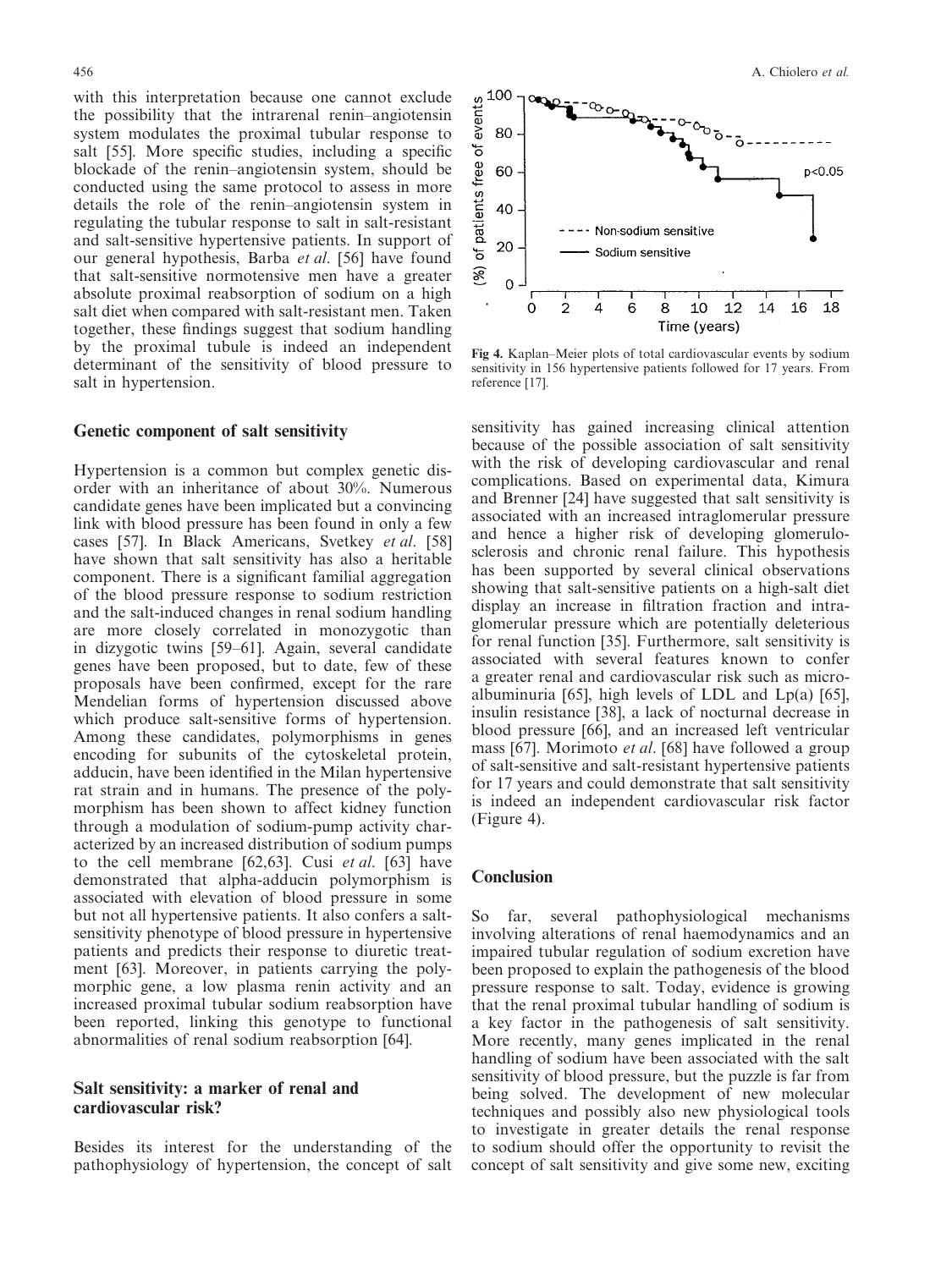with this interpretation because one cannot exclude the possibility that the intrarenal renin–angiotensin system modulates the proximal tubular response to salt [55]. More specific studies, including a specific blockade of the renin–angiotensin system, should be conducted using the same protocol to assess in more details the role of the renin–angiotensin system in regulating the tubular response to salt in salt-resistant and salt-sensitive hypertensive patients. In support of our general hypothesis, Barba *et al.* [56] have found that salt-sensitive normotensive men have a greater absolute proximal reabsorption of sodium on a high salt diet when compared with salt-resistant men. Taken together, these findings suggest that sodium handling by the proximal tubule is indeed an independent determinant of the sensitivity of blood pressure to salt in hypertension.

## Genetic component of salt sensitivity

Hypertension is a common but complex genetic disorder with an inheritance of about 30%. Numerous candidate genes have been implicated but a convincing link with blood pressure has been found in only a few cases [57]. In Black Americans, Svetkey *et al.* [58] have shown that salt sensitivity has also a heritable component. There is a significant familial aggregation of the blood pressure response to sodium restriction and the salt-induced changes in renal sodium handling are more closely correlated in monozygotic than in dizygotic twins [59–61]. Again, several candidate genes have been proposed, but to date, few of these proposals have been confirmed, except for the rare Mendelian forms of hypertension discussed above which produce salt-sensitive forms of hypertension. Among these candidates, polymorphisms in genes encoding for subunits of the cytoskeletal protein, adducin, have been identified in the Milan hypertensive rat strain and in humans. The presence of the polymorphism has been shown to affect kidney function through a modulation of sodium-pump activity characterized by an increased distribution of sodium pumps to the cell membrane [62,63]. Cusi *et al.* [63] have demonstrated that alpha-adducin polymorphism is associated with elevation of blood pressure in some but not all hypertensive patients. It also confers a salt-sensitivity phenotype of blood pressure in hypertensive patients and predicts their response to diuretic treatment [63]. Moreover, in patients carrying the polymorphic gene, a low plasma renin activity and an increased proximal tubular sodium reabsorption have been reported, linking this genotype to functional abnormalities of renal sodium reabsorption [64].

## Salt sensitivity: a marker of renal and cardiovascular risk?

Besides its interest for the understanding of the pathophysiology of hypertension, the concept of salt sensitivity has gained increasing clinical attention because of the possible association of salt sensitivity with the risk of developing cardiovascular and renal complications. Based on experimental data, Kimura and Brenner [24] have suggested that salt sensitivity is associated with an increased intraglomerular pressure and hence a higher risk of developing glomerulosclerosis and chronic renal failure. This hypothesis has been supported by several clinical observations showing that salt-sensitive patients on a high-salt diet display an increase in filtration fraction and intraglomerular pressure which are potentially deleterious for renal function [35]. Furthermore, salt sensitivity is associated with several features known to confer a greater renal and cardiovascular risk such as microalbuminuria [65], high levels of LDL and Lp(a) [65], insulin resistance [38], a lack of nocturnal decrease in blood pressure [66], and an increased left ventricular mass [67]. Morimoto *et al.* [68] have followed a group of salt-sensitive and salt-resistant hypertensive patients for 17 years and could demonstrate that salt sensitivity is indeed an independent cardiovascular risk factor (Figure 4).

**Fig 4.** Kaplan–Meier plots of total cardiovascular events by sodium sensitivity in 156 hypertensive patients followed for 17 years. From reference [17].

## Conclusion

So far, several pathophysiological mechanisms involving alterations of renal haemodynamics and an impaired tubular regulation of sodium excretion have been proposed to explain the pathogenesis of the blood pressure response to salt. Today, evidence is growing that the renal proximal tubular handling of sodium is a key factor in the pathogenesis of salt sensitivity. More recently, many genes implicated in the renal handling of sodium have been associated with the salt sensitivity of blood pressure, but the puzzle is far from being solved. The development of new molecular techniques and possibly also new physiological tools to investigate in greater details the renal response to sodium should offer the opportunity to revisit the concept of salt sensitivity and give some new, exciting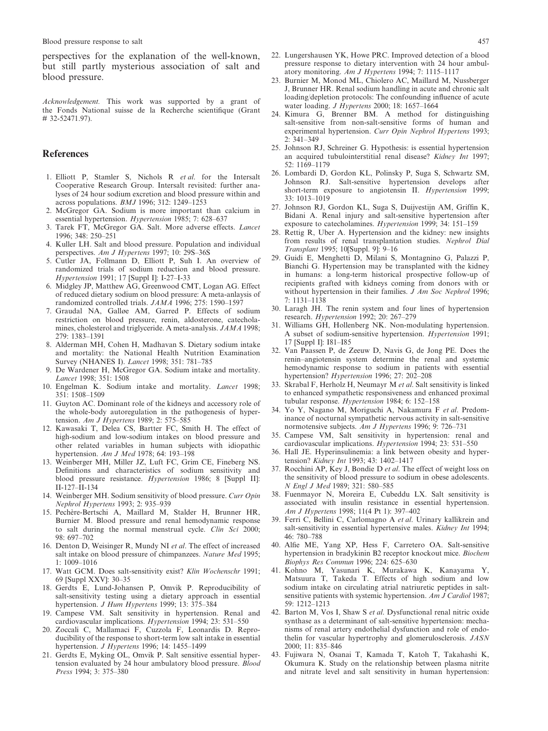perspectives for the explanation of the well-known, but still partly mysterious association of salt and blood pressure.

*Acknowledgement.* This work was supported by a grant of the Fonds National suisse de la Recherche scientifique (Grant # 32-52471.97).

## References

1. Elliott P, Stamler S, Nichols R *et al.* for the Intersalt Cooperative Research Group. Intersalt revisited: further analyses of 24 hour sodium excretion and blood pressure within and across populations. *BMJ* 1996; 312: 1249–1253
2. McGregor GA. Sodium is more important than calcium in essential hypertension. *Hypertension* 1985; 7: 628–637
3. Tarek FT, McGregor GA. Salt. More adverse effects. *Lancet* 1996; 348: 250–251
4. Kuller LH. Salt and blood pressure. Population and individual perspectives. *Am J Hypertens* 1997; 10: 29S–36S
5. Cutler JA, Follmann D, Elliott P, Suh I. An overview of randomized trials of sodium reduction and blood pressure. *Hypertension* 1991; 17 [Suppl I]: I-27–I-33
6. Midgley JP, Matthew AG, Greenwood CMT, Logan AG. Effect of reduced dietary sodium on blood pressure: A meta-anlaysis of randomized controlled trials. *JAMA* 1996; 275: 1590–1597
7. Graudal NA, Galløe AM, Garred P. Effects of sodium restriction on blood pressure, renin, aldosterone, catecholamines, cholesterol and triglyceride. A meta-analysis. *JAMA* 1998; 279: 1383–1391
8. Alderman MH, Cohen H, Madhavan S. Dietary sodium intake and mortality: the National Health Nutrition Examination Survey (NHANES I). *Lancet* 1998; 351: 781–785
9. De Wardener H, McGregor GA. Sodium intake and mortality. *Lancet* 1998; 351: 1508
10. Engelman K. Sodium intake and mortality. *Lancet* 1998; 351: 1508–1509
11. Guyton AC. Dominant role of the kidneys and accessory role of the whole-body autoregulation in the pathogenesis of hypertension. *Am J Hypertens* 1989; 2: 575–585
12. Kawasaki T, Delea CS, Bartter FC, Smith H. The effect of high-sodium and low-sodium intakes on blood pressure and other related variables in human subjects with idiopathic hypertension. *Am J Med* 1978; 64: 193–198
13. Weinberger MH, Miller JZ, Luft FC, Grim CE, Fineberg NS. Definitions and characteristics of sodium sensitivity and blood pressure resistance. *Hypertension* 1986; 8 [Suppl II]: II-127–II-134
14. Weinberger MH. Sodium sensitivity of blood pressure. *Curr Opin Nephrol Hypertens* 1993; 2: 935–939
15. Pechère-Bertschi A, Maillard M, Stalder H, Brunner HR, Burnier M. Blood pressure and renal hemodynamic response to salt during the normal menstrual cycle. *Clin Sci* 2000; 98: 697–702
16. Denton D, Weisinger R, Mundy NI *et al.* The effect of increased salt intake on blood pressure of chimpanzees. *Nature Med* 1995; 1: 1009–1016
17. Watt GCM. Does salt-sensitivity exist? *Klin Wochenschr* 1991; 69 [Suppl XXV]: 30–35
18. Gerdts E, Lund-Johansen P, Omvik P. Reproducibility of salt-sensitivity testing using a dietary approach in essential hypertension. *J Hum Hypertens* 1999; 13: 375–384
19. Campese VM. Salt sensitivity in hypertension. Renal and cardiovascular implications. *Hypertension* 1994; 23: 531–550
20. Zoccali C, Mallamaci F, Cuzzola F, Leonardis D. Reproducibility of the response to short-term low salt intake in essential hypertension. *J Hypertens* 1996; 14: 1455–1499
21. Gerdts E, Myking OL, Omvik P. Salt sensitive essential hypertension evaluated by 24 hour ambulatory blood pressure. *Blood Press* 1994; 3: 375–380
22. Lungershausen YK, Howe PRC. Improved detection of a blood pressure response to dietary intervention with 24 hour ambulatory monitoring. *Am J Hypertens* 1994; 7: 1115–1117
23. Burnier M, Monod ML, Chiolero AC, Maillard M, Nussberger J, Brunner HR. Renal sodium handling in acute and chronic salt loading/depletion protocols: The confounding influence of acute water loading. *J Hypertens* 2000; 18: 1657–1664
24. Kimura G, Brenner BM. A method for distinguishing salt-sensitive from non-salt-sensitive forms of human and experimental hypertension. *Curr Opin Nephrol Hypertens* 1993; 2: 341–349
25. Johnson RJ, Schreiner G. Hypothesis: is essential hypertension an acquired tubulointerstitial renal disease? *Kidney Int* 1997; 52: 1169–1179
26. Lombardi D, Gordon KL, Polinsky P, Suga S, Schwartz SM, Johnson RJ. Salt-sensitive hypertension develops after short-term exposure to angiotensin II. *Hypertension* 1999; 33: 1013–1019
27. Johnson RJ, Gordon KL, Suga S, Duijvestijn AM, Griffin K, Bidani A. Renal injury and salt-sensitive hypertension after exposure to catecholamines. *Hypertension* 1999; 34: 151–159
28. Rettig R, Uber A. Hypertension and the kidney: new insights from results of renal transplantation studies. *Nephrol Dial Transplant* 1995; 10[Suppl. 9]: 9–16
29. Guidi E, Menghetti D, Milani S, Montagnino G, Palazzi P, Bianchi G. Hypertension may be transplanted with the kidney in humans: a long-term historical prospective follow-up of recipients grafted with kidneys coming from donors with or without hypertension in their families. *J Am Soc Nephrol* 1996; 7: 1131–1138
30. Laragh JH. The renin system and four lines of hypertension research. *Hypertension* 1992; 20: 267–279
31. Williams GH, Hollenberg NK. Non-modulating hypertension. A subset of sodium-sensitive hypertension. *Hypertension* 1991; 17 [Suppl I]: I81–I85
32. Van Paassen P, de Zeeuw D, Navis G, de Jong PE. Does the renin–angiotensin system determine the renal and systemic hemodynamic response to sodium in patients with essential hypertension? *Hypertension* 1996; 27: 202–208
33. Skrabal F, Herholz H, Neumayr M *et al.* Salt sensitivity is linked to enhanced sympathetic responsiveness and enhanced proximal tubular response. *Hypertension* 1984; 6: 152–158
34. Yo Y, Nagano M, Moriguchi A, Nakamura F *et al.* Predominance of nocturnal sympathetic nervous activity in salt-sensitive normotensive subjects. *Am J Hypertens* 1996; 9: 726–731
35. Campese VM, Salt sensitivity in hypertension: renal and cardiovascular implications. *Hypertension* 1994; 23: 531–550
36. Hall JE. Hyperinsulinemia: a link between obesity and hypertension? *Kidney Int* 1993; 43: 1402–1417
37. Rocchini AP, Key J, Bondie D *et al.* The effect of weight loss on the sensitivity of blood pressure to sodium in obese adolescents. *N Engl J Med* 1989; 321: 580–585
38. Fuenmayor N, Moreira E, Cubeddu LX. Salt sensitivity is associated with insulin resistance in essential hypertension. *Am J Hypertens* 1998; 11(4 Pt 1): 397–402
39. Ferri C, Bellini C, Carlomagno A *et al.* Urinary kallikrein and salt-sensitivity in essential hypertensive males. *Kidney Int* 1994; 46: 780–788
40. Alfie ME, Yang XP, Hess F, Carretero OA. Salt-sensitive hypertension in bradykinin B2 receptor knockout mice. *Biochem Biophys Res Commun* 1996; 224: 625–630
41. Kohno M, Yasunari K, Murakawa K, Kanayama Y, Matsuura T, Takeda T. Effects of high sodium and low sodium intake on circulating atrial natriuretic peptides in salt-sensitive patients with systemic hypertension. *Am J Cardiol* 1987; 59: 1212–1213
42. Barton M, Vos I, Shaw S *et al.* Dysfunctional renal nitric oxide synthase as a determinant of salt-sensitive hypertension: mechanisms of renal artery endothelial dysfunction and role of endothelin for vascular hypertrophy and glomerulosclerosis. *JASN* 2000; 11: 835–846
43. Fujiwara N, Osanai T, Kamada T, Katoh T, Takahashi K, Okumura K. Study on the relationship between plasma nitrite and nitrate level and salt sensitivity in human hypertension: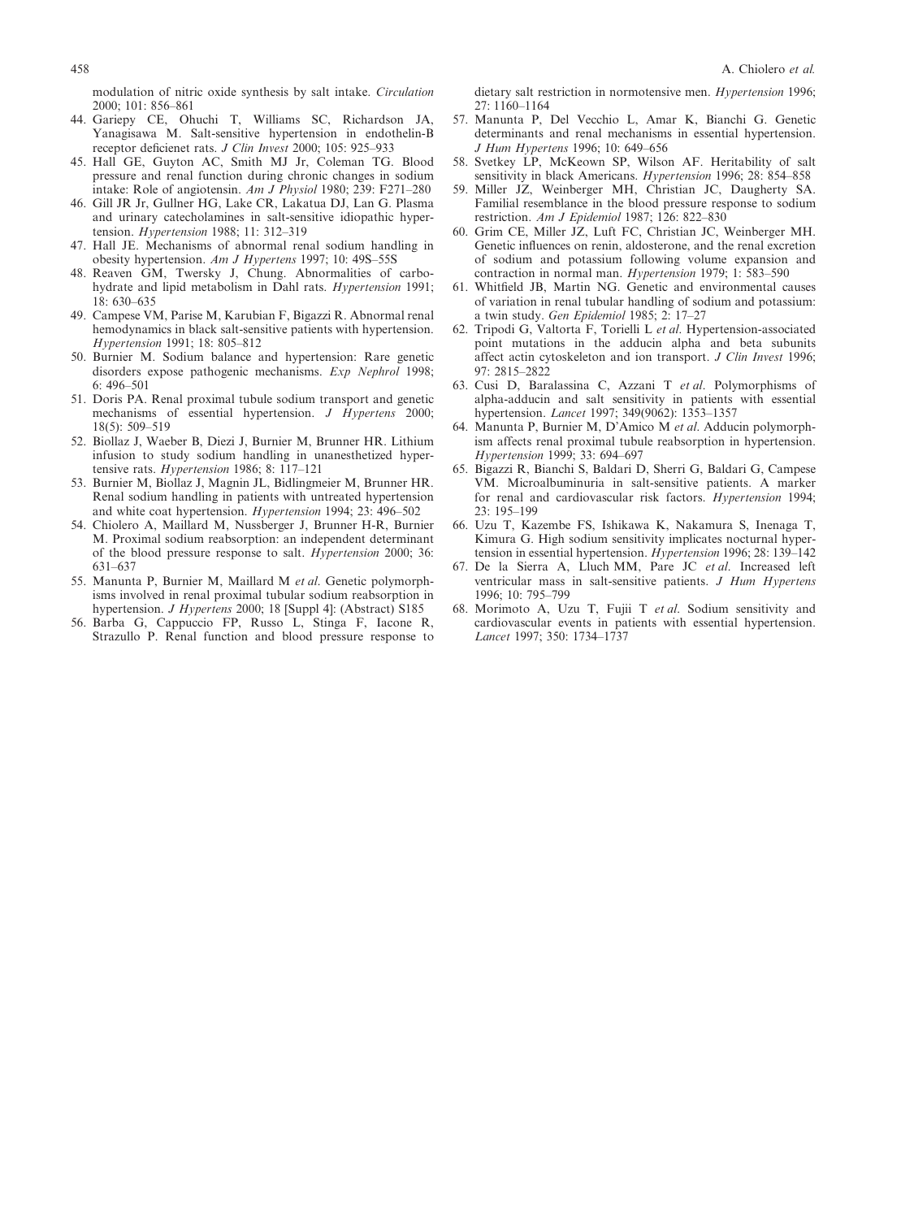modulation of nitric oxide synthesis by salt intake. *Circulation* 2000; 101: 856–861

44. Gariepy CE, Ohuchi T, Williams SC, Richardson JA, Yanagisawa M. Salt-sensitive hypertension in endothelin-B receptor deficienet rats. *J Clin Invest* 2000; 105: 925–933
45. Hall GE, Guyton AC, Smith MJ Jr, Coleman TG. Blood pressure and renal function during chronic changes in sodium intake: Role of angiotensin. *Am J Physiol* 1980; 239: F271–280
46. Gill JR Jr, Gullner HG, Lake CR, Lakatua DJ, Lan G. Plasma and urinary catecholamines in salt-sensitive idiopathic hypertension. *Hypertension* 1988; 11: 312–319
47. Hall JE. Mechanisms of abnormal renal sodium handling in obesity hypertension. *Am J Hypertens* 1997; 10: 49S–55S
48. Reaven GM, Twersky J, Chung. Abnormalities of carbohydrate and lipid metabolism in Dahl rats. *Hypertension* 1991; 18: 630–635
49. Campese VM, Parise M, Karubian F, Bigazzi R. Abnormal renal hemodynamics in black salt-sensitive patients with hypertension. *Hypertension* 1991; 18: 805–812
50. Burnier M. Sodium balance and hypertension: Rare genetic disorders expose pathogenic mechanisms. *Exp Nephrol* 1998; 6: 496–501
51. Doris PA. Renal proximal tubule sodium transport and genetic mechanisms of essential hypertension. *J Hypertens* 2000; 18(5): 509–519
52. Biollaz J, Waeber B, Diezi J, Burnier M, Brunner HR. Lithium infusion to study sodium handling in unanesthetized hypertensive rats. *Hypertension* 1986; 8: 117–121
53. Burnier M, Biollaz J, Magnin JL, Bidlingmeier M, Brunner HR. Renal sodium handling in patients with untreated hypertension and white coat hypertension. *Hypertension* 1994; 23: 496–502
54. Chiolero A, Maillard M, Nussberger J, Brunner H-R, Burnier M. Proximal sodium reabsorption: an independent determinant of the blood pressure response to salt. *Hypertension* 2000; 36: 631–637
55. Manunta P, Burnier M, Maillard M *et al*. Genetic polymorphisms involved in renal proximal tubular sodium reabsorption in hypertension. *J Hypertens* 2000; 18 [Suppl 4]: (Abstract) S185
56. Barba G, Cappuccio FP, Russo L, Stinga F, Iacone R, Strazullo P. Renal function and blood pressure response to dietary salt restriction in normotensive men. *Hypertension* 1996; 27: 1160–1164
57. Manunta P, Del Vecchio L, Amar K, Bianchi G. Genetic determinants and renal mechanisms in essential hypertension. *J Hum Hypertens* 1996; 10: 649–656
58. Svetkey LP, McKeown SP, Wilson AF. Heritability of salt sensitivity in black Americans. *Hypertension* 1996; 28: 854–858
59. Miller JZ, Weinberger MH, Christian JC, Daugherty SA. Familial resemblance in the blood pressure response to sodium restriction. *Am J Epidemiol* 1987; 126: 822–830
60. Grim CE, Miller JZ, Luft FC, Christian JC, Weinberger MH. Genetic influences on renin, aldosterone, and the renal excretion of sodium and potassium following volume expansion and contraction in normal man. *Hypertension* 1979; 1: 583–590
61. Whitfield JB, Martin NG. Genetic and environmental causes of variation in renal tubular handling of sodium and potassium: a twin study. *Gen Epidemiol* 1985; 2: 17–27
62. Tripodi G, Valtorta F, Torielli L *et al*. Hypertension-associated point mutations in the adducin alpha and beta subunits affect actin cytoskeleton and ion transport. *J Clin Invest* 1996; 97: 2815–2822
63. Cusi D, Baralassina C, Azzani T *et al*. Polymorphisms of alpha-adducin and salt sensitivity in patients with essential hypertension. *Lancet* 1997; 349(9062): 1353–1357
64. Manunta P, Burnier M, D'Amico M *et al*. Adducin polymorphism affects renal proximal tubule reabsorption in hypertension. *Hypertension* 1999; 33: 694–697
65. Bigazzi R, Bianchi S, Baldari D, Sherri G, Baldari G, Campese VM. Microalbuminuria in salt-sensitive patients. A marker for renal and cardiovascular risk factors. *Hypertension* 1994; 23: 195–199
66. Uzu T, Kazembe FS, Ishikawa K, Nakamura S, Inenaga T, Kimura G. High sodium sensitivity implicates nocturnal hypertension in essential hypertension. *Hypertension* 1996; 28: 139–142
67. De la Sierra A, Lluch MM, Pare JC *et al*. Increased left ventricular mass in salt-sensitive patients. *J Hum Hypertens* 1996; 10: 795–799
68. Morimoto A, Uzu T, Fujii T *et al*. Sodium sensitivity and cardiovascular events in patients with essential hypertension. *Lancet* 1997; 350: 1734–1737